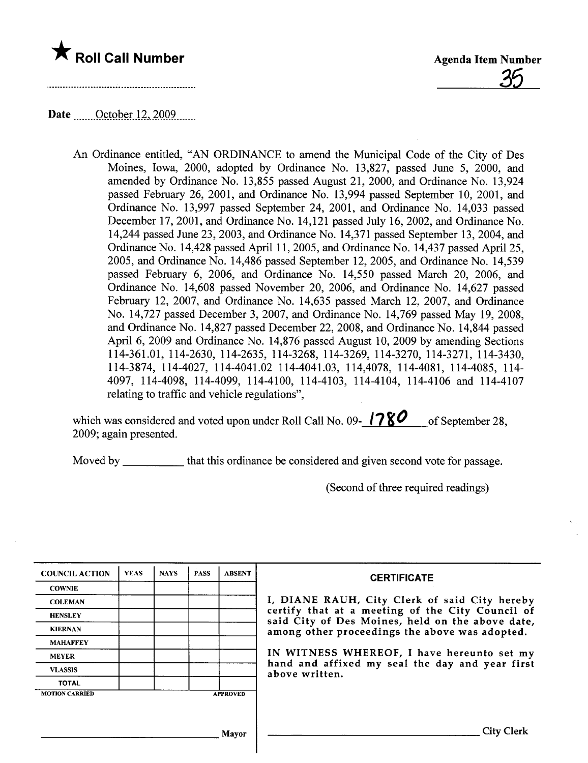★ **Roll Call Number**

**Agenda Item Number**

35

Date October 12, 2009

An Ordinance entitled, "AN ORDINANCE to amend the Municipal Code of the City of Des Moines, Iowa, 2000, adopted by Ordinance No. 13,827, passed June 5, 2000, and amended by Ordinance No. 13,855 passed August 21, 2000, and Ordinance No. 13,924 passed February 26, 2001, and Ordinance No. 13,994 passed September 10, 2001, and Ordinance No. 13,997 passed September 24, 2001, and Ordinance No. 14,033 passed December 17, 2001, and Ordinance No. 14,121 passed July 16, 2002, and Ordinance No. 14,244 passed June 23, 2003, and Ordinance No. 14,371 passed September 13, 2004, and Ordinance No. 14,428 passed April 11, 2005, and Ordinance No. 14,437 passed April 25, 2005, and Ordinance No. 14,486 passed September 12, 2005, and Ordinance No. 14,539 passed February 6, 2006, and Ordinance No. 14,550 passed March 20, 2006, and Ordinance No. 14,608 passed November 20, 2006, and Ordinance No. 14,627 passed February 12, 2007, and Ordinance No. 14,635 passed March 12, 2007, and Ordinance No. 14,727 passed December 3, 2007, and Ordinance No. 14,769 passed May 19, 2008, and Ordinance No. 14,827 passed December 22, 2008, and Ordinance No. 14,844 passed April 6, 2009 and Ordinance No. 14,876 passed August 10, 2009 by amending Sections 114-361.01, 114-2630, 114-2635, 114-3268, 114-3269, 114-3270, 114-3271, 114-3430, 114-3874, 114-4027, 114-4041.02 114-4041.03, 114,4078, 114-4081, 114-4085, 114-4097, 114-4098, 114-4099, 114-4100, 114-4103, 114-4104, 114-4106 and 114-4107 relating to traffic and vehicle regulations",

which was considered and voted upon under Roll Call No. 09-1780 of September 28, 2009; again presented.

Moved by \_\_\_\_\_\_\_\_\_\_ that this ordinance be considered and given second vote for passage.

(Second of three required readings)

| COUNCIL ACTION | YEAS | NAYS | PASS | ABSENT |
|---|---|---|---|---|
| COWNIE | | | | |
| COLEMAN | | | | |
| HENSLEY | | | | |
| KIERNAN | | | | |
| MAHAFFEY | | | | |
| MEYER | | | | |
| VLASSIS | | | | |
| TOTAL | | | | |
| MOTION CARRIED | | | | APPROVED |

\_\_\_\_\_\_\_\_\_\_\_\_\_\_\_\_\_\_\_\_\_\_\_\_ Mayor

**CERTIFICATE**

I, DIANE RAUH, City Clerk of said City hereby certify that at a meeting of the City Council of said City of Des Moines, held on the above date, among other proceedings the above was adopted.

IN WITNESS WHEREOF, I have hereunto set my hand and affixed my seal the day and year first above written.

\_\_\_\_\_\_\_\_\_\_\_\_\_\_\_\_\_\_\_\_\_\_\_\_ City Clerk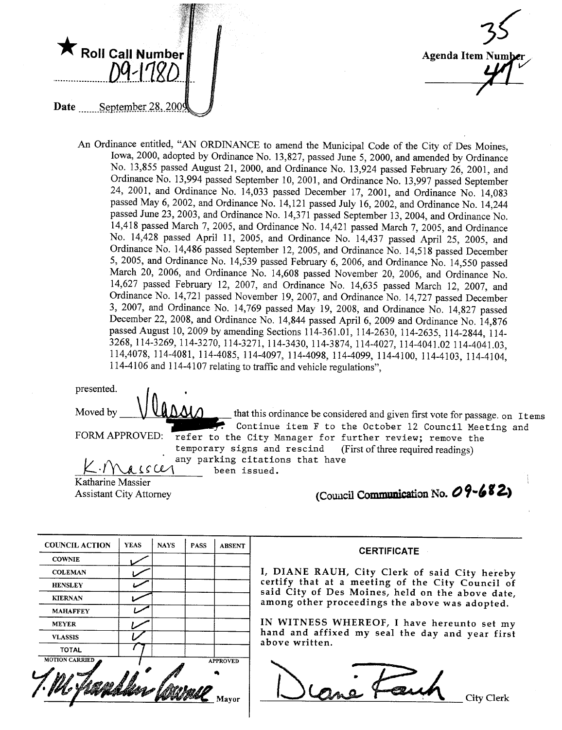★ **Roll Call Number** 09-1780

**Date** September 28, 2009

**Agenda Item Number** 35 / 47

An Ordinance entitled, "AN ORDINANCE to amend the Municipal Code of the City of Des Moines, Iowa, 2000, adopted by Ordinance No. 13,827, passed June 5, 2000, and amended by Ordinance No. 13,855 passed August 21, 2000, and Ordinance No. 13,924 passed February 26, 2001, and Ordinance No. 13,994 passed September 10, 2001, and Ordinance No. 13,997 passed September 24, 2001, and Ordinance No. 14,033 passed December 17, 2001, and Ordinance No. 14,083 passed May 6, 2002, and Ordinance No. 14,121 passed July 16, 2002, and Ordinance No. 14,244 passed June 23, 2003, and Ordinance No. 14,371 passed September 13, 2004, and Ordinance No. 14,418 passed March 7, 2005, and Ordinance No. 14,421 passed March 7, 2005, and Ordinance No. 14,428 passed April 11, 2005, and Ordinance No. 14,437 passed April 25, 2005, and Ordinance No. 14,486 passed September 12, 2005, and Ordinance No. 14,518 passed December 5, 2005, and Ordinance No. 14,539 passed February 6, 2006, and Ordinance No. 14,550 passed March 20, 2006, and Ordinance No. 14,608 passed November 20, 2006, and Ordinance No. 14,627 passed February 12, 2007, and Ordinance No. 14,635 passed March 12, 2007, and Ordinance No. 14,721 passed November 19, 2007, and Ordinance No. 14,727 passed December 3, 2007, and Ordinance No. 14,769 passed May 19, 2008, and Ordinance No. 14,827 passed December 22, 2008, and Ordinance No. 14,844 passed April 6, 2009 and Ordinance No. 14,876 passed August 10, 2009 by amending Sections 114-361.01, 114-2630, 114-2635, 114-2844, 114-3268, 114-3269, 114-3270, 114-3271, 114-3430, 114-3874, 114-4027, 114-4041.02 114-4041.03, 114,4078, 114-4081, 114-4085, 114-4097, 114-4098, 114-4099, 114-4100, 114-4103, 114-4104, 114-4106 and 114-4107 relating to traffic and vehicle regulations",

presented.

Moved by Vlassis that this ordinance be considered and given first vote for passage. on Items ... Continue item F to the October 12 Council Meeting and refer to the City Manager for further review; remove the temporary signs and rescind any parking citations that have been issued. (First of three required readings)

FORM APPROVED:

K. Massier
Katharine Massier
Assistant City Attorney

(Council Communication No. 09-682)

| COUNCIL ACTION | YEAS | NAYS | PASS | ABSENT |
|---|---|---|---|---|
| COWNIE | ✓ | | | |
| COLEMAN | ✓ | | | |
| HENSLEY | ✓ | | | |
| KIERNAN | ✓ | | | |
| MAHAFFEY | ✓ | | | |
| MEYER | ✓ | | | |
| VLASSIS | ✓ | | | |
| TOTAL | 7 | | | |

MOTION CARRIED APPROVED

T. M. Franklin Cownie, Mayor

**CERTIFICATE**

I, DIANE RAUH, City Clerk of said City hereby certify that at a meeting of the City Council of said City of Des Moines, held on the above date, among other proceedings the above was adopted.

IN WITNESS WHEREOF, I have hereunto set my hand and affixed my seal the day and year first above written.

Diane Rauh, City Clerk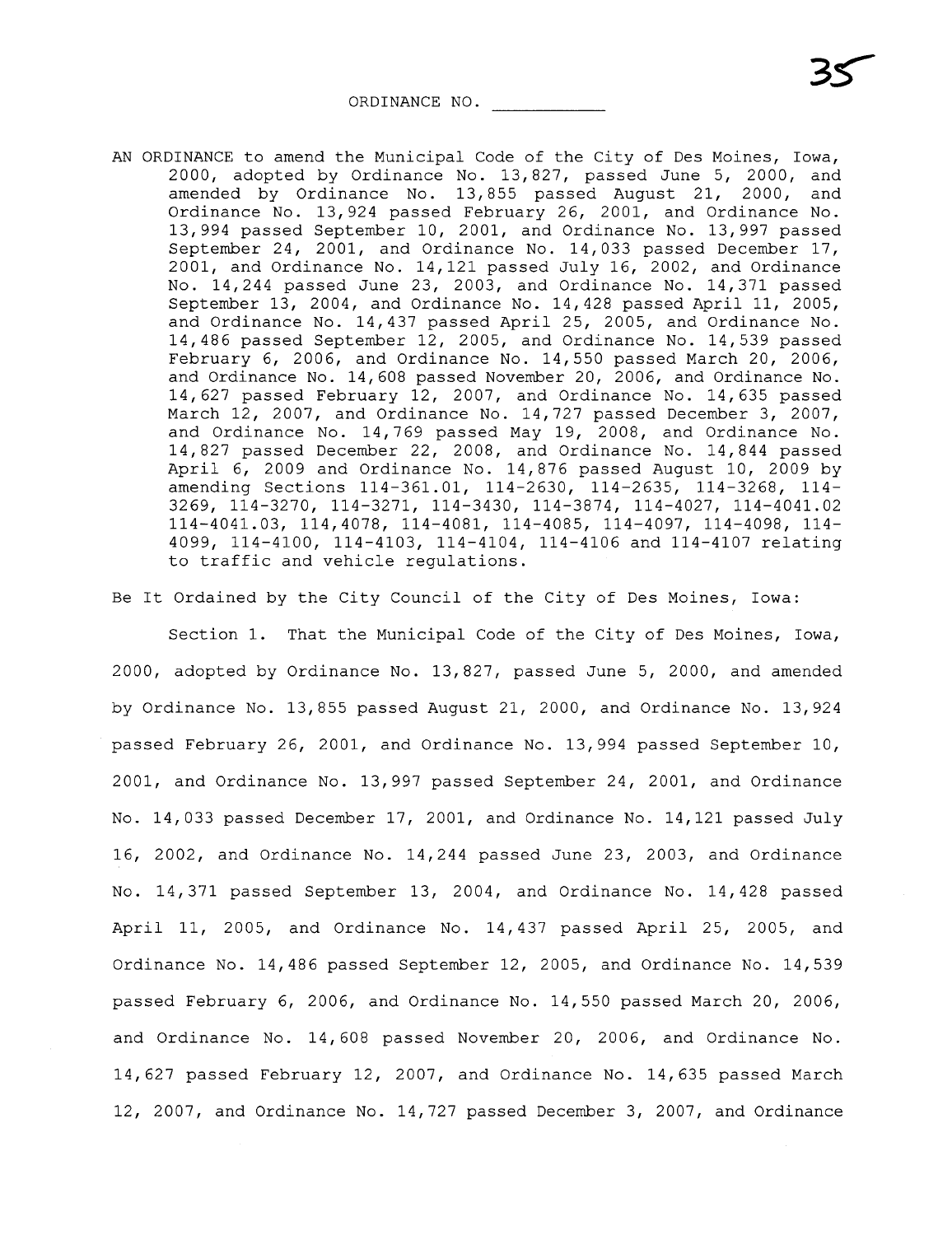35

ORDINANCE NO. ___________

AN ORDINANCE to amend the Municipal Code of the City of Des Moines, Iowa, 2000, adopted by Ordinance No. 13,827, passed June 5, 2000, and amended by Ordinance No. 13,855 passed August 21, 2000, and Ordinance No. 13,924 passed February 26, 2001, and Ordinance No. 13,994 passed September 10, 2001, and Ordinance No. 13,997 passed September 24, 2001, and Ordinance No. 14,033 passed December 17, 2001, and Ordinance No. 14,121 passed July 16, 2002, and Ordinance No. 14,244 passed June 23, 2003, and Ordinance No. 14,371 passed September 13, 2004, and Ordinance No. 14,428 passed April 11, 2005, and Ordinance No. 14,437 passed April 25, 2005, and Ordinance No. 14,486 passed September 12, 2005, and Ordinance No. 14,539 passed February 6, 2006, and Ordinance No. 14,550 passed March 20, 2006, and Ordinance No. 14,608 passed November 20, 2006, and Ordinance No. 14,627 passed February 12, 2007, and Ordinance No. 14,635 passed March 12, 2007, and Ordinance No. 14,727 passed December 3, 2007, and Ordinance No. 14,769 passed May 19, 2008, and Ordinance No. 14,827 passed December 22, 2008, and Ordinance No. 14,844 passed April 6, 2009 and Ordinance No. 14,876 passed August 10, 2009 by amending Sections 114-361.01, 114-2630, 114-2635, 114-3268, 114-3269, 114-3270, 114-3271, 114-3430, 114-3874, 114-4027, 114-4041.02 114-4041.03, 114,4078, 114-4081, 114-4085, 114-4097, 114-4098, 114-4099, 114-4100, 114-4103, 114-4104, 114-4106 and 114-4107 relating to traffic and vehicle regulations.

Be It Ordained by the City Council of the City of Des Moines, Iowa:

Section 1. That the Municipal Code of the City of Des Moines, Iowa, 2000, adopted by Ordinance No. 13,827, passed June 5, 2000, and amended by Ordinance No. 13,855 passed August 21, 2000, and Ordinance No. 13,924 passed February 26, 2001, and Ordinance No. 13,994 passed September 10, 2001, and Ordinance No. 13,997 passed September 24, 2001, and Ordinance No. 14,033 passed December 17, 2001, and Ordinance No. 14,121 passed July 16, 2002, and Ordinance No. 14,244 passed June 23, 2003, and Ordinance No. 14,371 passed September 13, 2004, and Ordinance No. 14,428 passed April 11, 2005, and Ordinance No. 14,437 passed April 25, 2005, and Ordinance No. 14,486 passed September 12, 2005, and Ordinance No. 14,539 passed February 6, 2006, and Ordinance No. 14,550 passed March 20, 2006, and Ordinance No. 14,608 passed November 20, 2006, and Ordinance No. 14,627 passed February 12, 2007, and Ordinance No. 14,635 passed March 12, 2007, and Ordinance No. 14,727 passed December 3, 2007, and Ordinance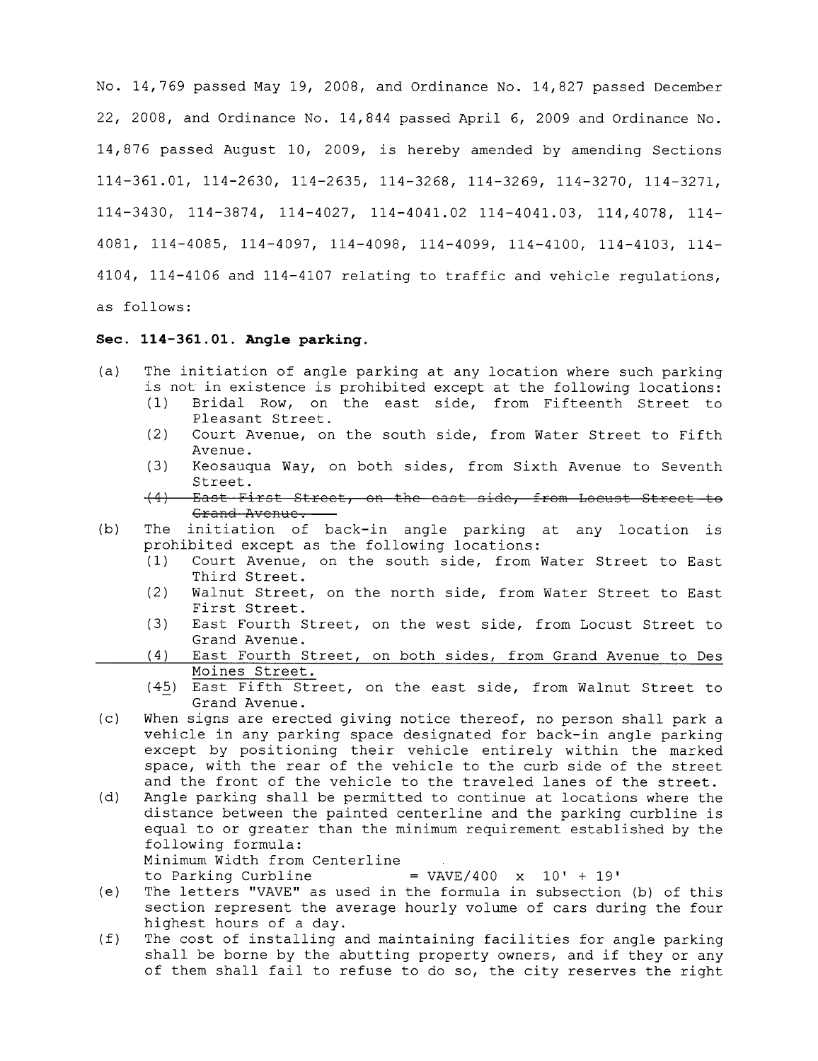No. 14,769 passed May 19, 2008, and Ordinance No. 14,827 passed December 22, 2008, and Ordinance No. 14,844 passed April 6, 2009 and Ordinance No. 14,876 passed August 10, 2009, is hereby amended by amending Sections 114-361.01, 114-2630, 114-2635, 114-3268, 114-3269, 114-3270, 114-3271, 114-3430, 114-3874, 114-4027, 114-4041.02 114-4041.03, 114,4078, 114-4081, 114-4085, 114-4097, 114-4098, 114-4099, 114-4100, 114-4103, 114-4104, 114-4106 and 114-4107 relating to traffic and vehicle regulations, as follows:

**Sec. 114-361.01. Angle parking.**

(a) The initiation of angle parking at any location where such parking is not in existence is prohibited except at the following locations:

  (1) Bridal Row, on the east side, from Fifteenth Street to Pleasant Street.

  (2) Court Avenue, on the south side, from Water Street to Fifth Avenue.

  (3) Keosauqua Way, on both sides, from Sixth Avenue to Seventh Street.

  ~~(4) East First Street, on the east side, from Locust Street to Grand Avenue.~~

(b) The initiation of back-in angle parking at any location is prohibited except as the following locations:

  (1) Court Avenue, on the south side, from Water Street to East Third Street.

  (2) Walnut Street, on the north side, from Water Street to East First Street.

  (3) East Fourth Street, on the west side, from Locust Street to Grand Avenue.

  <u>(4) East Fourth Street, on both sides, from Grand Avenue to Des Moines Street.</u>

  (~~4~~<u>5</u>) East Fifth Street, on the east side, from Walnut Street to Grand Avenue.

(c) When signs are erected giving notice thereof, no person shall park a vehicle in any parking space designated for back-in angle parking except by positioning their vehicle entirely within the marked space, with the rear of the vehicle to the curb side of the street and the front of the vehicle to the traveled lanes of the street.

(d) Angle parking shall be permitted to continue at locations where the distance between the painted centerline and the parking curbline is equal to or greater than the minimum requirement established by the following formula:

  Minimum Width from Centerline to Parking Curbline = VAVE/400 x 10' + 19'

(e) The letters "VAVE" as used in the formula in subsection (b) of this section represent the average hourly volume of cars during the four highest hours of a day.

(f) The cost of installing and maintaining facilities for angle parking shall be borne by the abutting property owners, and if they or any of them shall fail to refuse to do so, the city reserves the right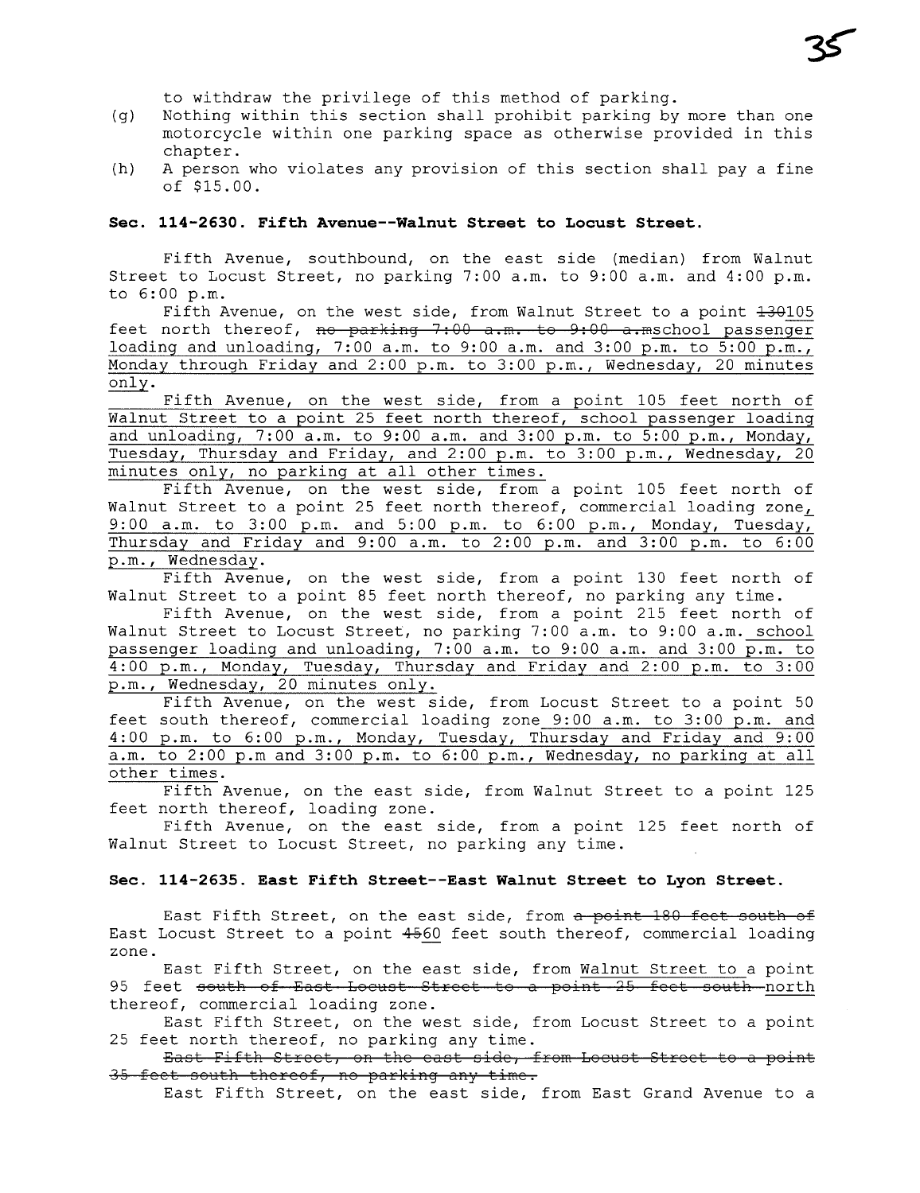to withdraw the privilege of this method of parking.

(g) Nothing within this section shall prohibit parking by more than one motorcycle within one parking space as otherwise provided in this chapter.

(h) A person who violates any provision of this section shall pay a fine of $15.00.

**Sec. 114-2630. Fifth Avenue--Walnut Street to Locust Street.**

Fifth Avenue, southbound, on the east side (median) from Walnut Street to Locust Street, no parking 7:00 a.m. to 9:00 a.m. and 4:00 p.m. to 6:00 p.m.

Fifth Avenue, on the west side, from Walnut Street to a point ~~130~~105 feet north thereof, ~~no parking 7:00 a.m. to 9:00 a.m.~~school passenger loading and unloading, 7:00 a.m. to 9:00 a.m. and 3:00 p.m. to 5:00 p.m., Monday through Friday and 2:00 p.m. to 3:00 p.m., Wednesday, 20 minutes only.

Fifth Avenue, on the west side, from a point 105 feet north of Walnut Street to a point 25 feet north thereof, school passenger loading and unloading, 7:00 a.m. to 9:00 a.m. and 3:00 p.m. to 5:00 p.m., Monday, Tuesday, Thursday and Friday, and 2:00 p.m. to 3:00 p.m., Wednesday, 20 minutes only, no parking at all other times.

Fifth Avenue, on the west side, from a point 105 feet north of Walnut Street to a point 25 feet north thereof, commercial loading zone, 9:00 a.m. to 3:00 p.m. and 5:00 p.m. to 6:00 p.m., Monday, Tuesday, Thursday and Friday and 9:00 a.m. to 2:00 p.m. and 3:00 p.m. to 6:00 p.m., Wednesday.

Fifth Avenue, on the west side, from a point 130 feet north of Walnut Street to a point 85 feet north thereof, no parking any time.

Fifth Avenue, on the west side, from a point 215 feet north of Walnut Street to Locust Street, no parking 7:00 a.m. to 9:00 a.m. school passenger loading and unloading, 7:00 a.m. to 9:00 a.m. and 3:00 p.m. to 4:00 p.m., Monday, Tuesday, Thursday and Friday and 2:00 p.m. to 3:00 p.m., Wednesday, 20 minutes only.

Fifth Avenue, on the west side, from Locust Street to a point 50 feet south thereof, commercial loading zone 9:00 a.m. to 3:00 p.m. and 4:00 p.m. to 6:00 p.m., Monday, Tuesday, Thursday and Friday and 9:00 a.m. to 2:00 p.m and 3:00 p.m. to 6:00 p.m., Wednesday, no parking at all other times.

Fifth Avenue, on the east side, from Walnut Street to a point 125 feet north thereof, loading zone.

Fifth Avenue, on the east side, from a point 125 feet north of Walnut Street to Locust Street, no parking any time.

**Sec. 114-2635. East Fifth Street--East Walnut Street to Lyon Street.**

East Fifth Street, on the east side, from ~~a point 180 feet south of~~ East Locust Street to a point ~~45~~60 feet south thereof, commercial loading zone.

East Fifth Street, on the east side, from Walnut Street to a point 95 feet ~~south of East Locust Street to a point 25 feet south~~ north thereof, commercial loading zone.

East Fifth Street, on the west side, from Locust Street to a point 25 feet north thereof, no parking any time.

~~East Fifth Street, on the east side, from Locust Street to a point 35 feet south thereof, no parking any time.~~

East Fifth Street, on the east side, from East Grand Avenue to a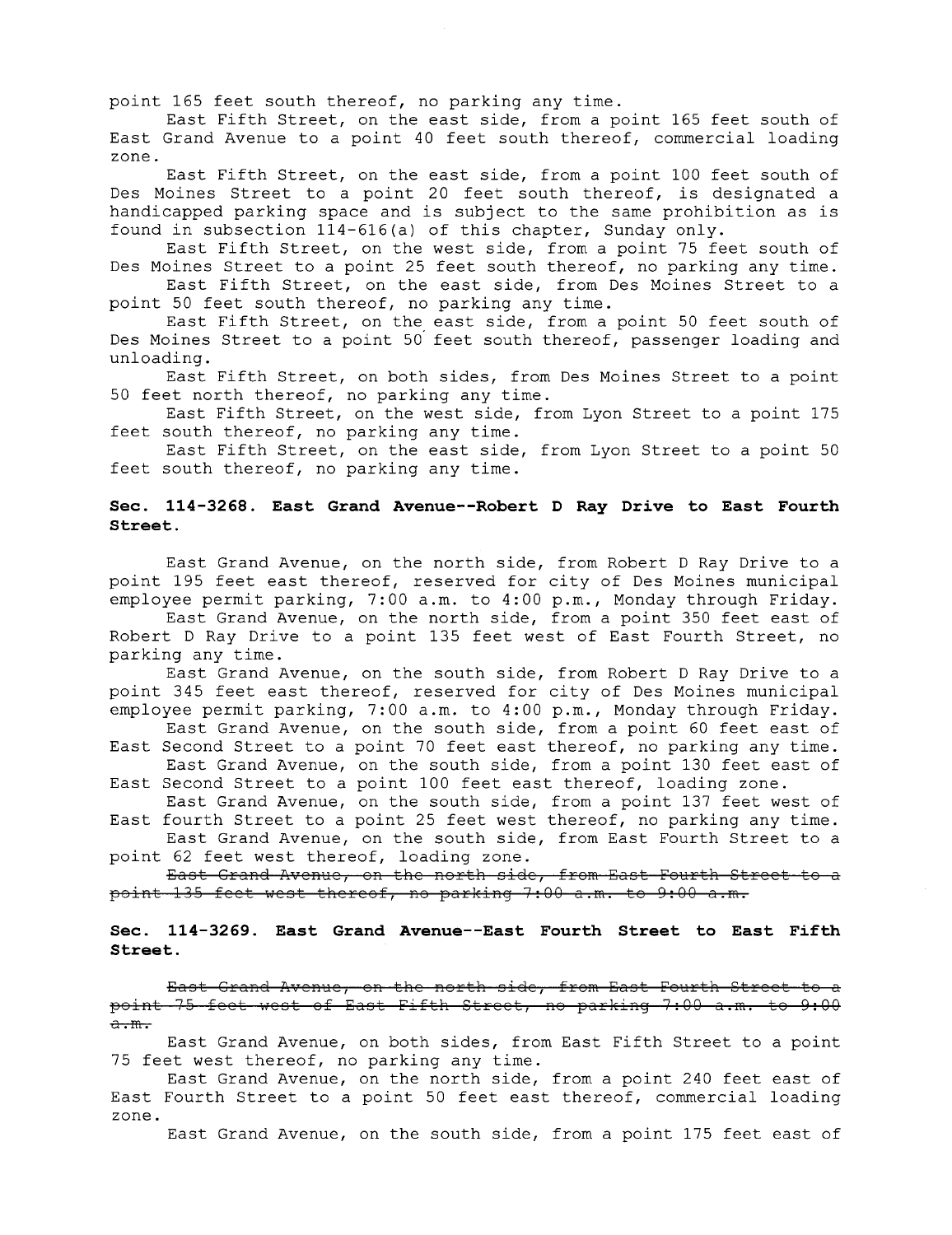point 165 feet south thereof, no parking any time.

East Fifth Street, on the east side, from a point 165 feet south of East Grand Avenue to a point 40 feet south thereof, commercial loading zone.

East Fifth Street, on the east side, from a point 100 feet south of Des Moines Street to a point 20 feet south thereof, is designated a handicapped parking space and is subject to the same prohibition as is found in subsection 114-616(a) of this chapter, Sunday only.

East Fifth Street, on the west side, from a point 75 feet south of Des Moines Street to a point 25 feet south thereof, no parking any time.

East Fifth Street, on the east side, from Des Moines Street to a point 50 feet south thereof, no parking any time.

East Fifth Street, on the east side, from a point 50 feet south of Des Moines Street to a point 50 feet south thereof, passenger loading and unloading.

East Fifth Street, on both sides, from Des Moines Street to a point 50 feet north thereof, no parking any time.

East Fifth Street, on the west side, from Lyon Street to a point 175 feet south thereof, no parking any time.

East Fifth Street, on the east side, from Lyon Street to a point 50 feet south thereof, no parking any time.

**Sec. 114-3268. East Grand Avenue--Robert D Ray Drive to East Fourth Street.**

East Grand Avenue, on the north side, from Robert D Ray Drive to a point 195 feet east thereof, reserved for city of Des Moines municipal employee permit parking, 7:00 a.m. to 4:00 p.m., Monday through Friday.

East Grand Avenue, on the north side, from a point 350 feet east of Robert D Ray Drive to a point 135 feet west of East Fourth Street, no parking any time.

East Grand Avenue, on the south side, from Robert D Ray Drive to a point 345 feet east thereof, reserved for city of Des Moines municipal employee permit parking, 7:00 a.m. to 4:00 p.m., Monday through Friday.

East Grand Avenue, on the south side, from a point 60 feet east of East Second Street to a point 70 feet east thereof, no parking any time.

East Grand Avenue, on the south side, from a point 130 feet east of East Second Street to a point 100 feet east thereof, loading zone.

East Grand Avenue, on the south side, from a point 137 feet west of East fourth Street to a point 25 feet west thereof, no parking any time.

East Grand Avenue, on the south side, from East Fourth Street to a point 62 feet west thereof, loading zone.

~~East Grand Avenue, on the north side, from East Fourth Street to a point 135 feet west thereof, no parking 7:00 a.m. to 9:00 a.m.~~

**Sec. 114-3269. East Grand Avenue--East Fourth Street to East Fifth Street.**

~~East Grand Avenue, on the north side, from East Fourth Street to a point 75 feet west of East Fifth Street, no parking 7:00 a.m. to 9:00 a.m.~~

East Grand Avenue, on both sides, from East Fifth Street to a point 75 feet west thereof, no parking any time.

East Grand Avenue, on the north side, from a point 240 feet east of East Fourth Street to a point 50 feet east thereof, commercial loading zone.

East Grand Avenue, on the south side, from a point 175 feet east of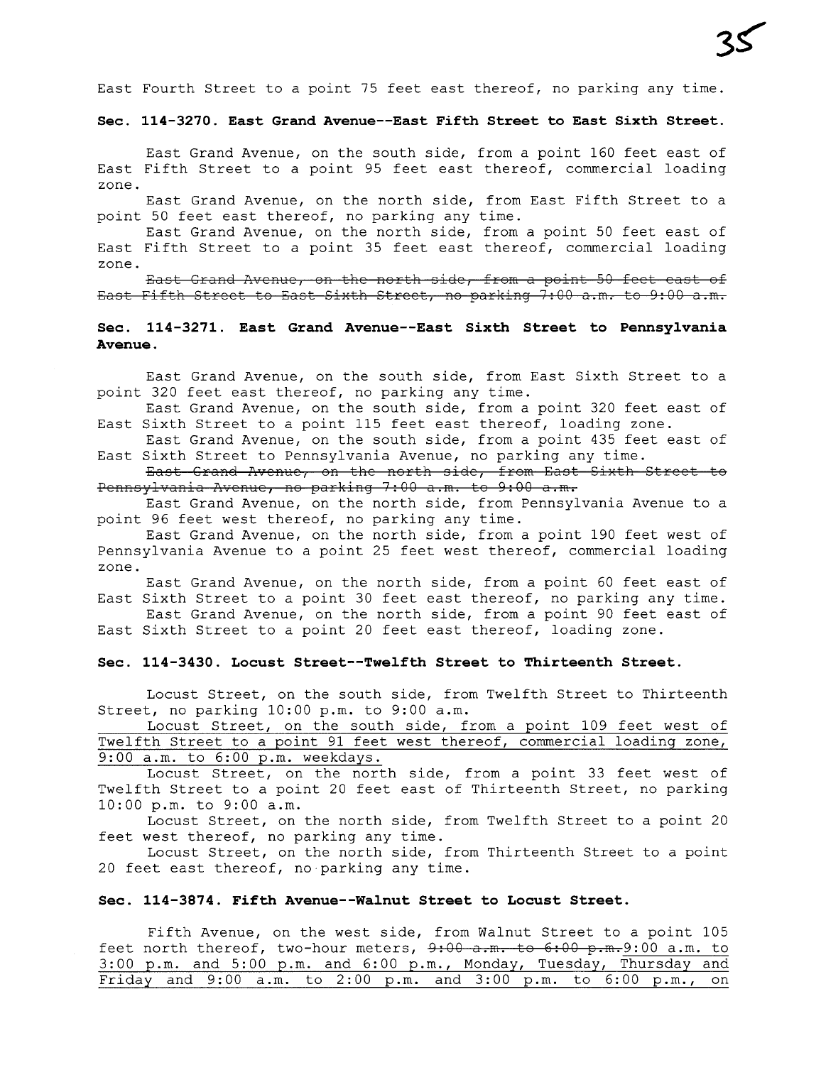East Fourth Street to a point 75 feet east thereof, no parking any time.

**Sec. 114-3270. East Grand Avenue--East Fifth Street to East Sixth Street.**

East Grand Avenue, on the south side, from a point 160 feet east of East Fifth Street to a point 95 feet east thereof, commercial loading zone.

East Grand Avenue, on the north side, from East Fifth Street to a point 50 feet east thereof, no parking any time.

East Grand Avenue, on the north side, from a point 50 feet east of East Fifth Street to a point 35 feet east thereof, commercial loading zone.

~~East Grand Avenue, on the north side, from a point 50 feet east of East Fifth Street to East Sixth Street, no parking 7:00 a.m. to 9:00 a.m.~~

**Sec. 114-3271. East Grand Avenue--East Sixth Street to Pennsylvania Avenue.**

East Grand Avenue, on the south side, from East Sixth Street to a point 320 feet east thereof, no parking any time.

East Grand Avenue, on the south side, from a point 320 feet east of East Sixth Street to a point 115 feet east thereof, loading zone.

East Grand Avenue, on the south side, from a point 435 feet east of East Sixth Street to Pennsylvania Avenue, no parking any time.

~~East Grand Avenue, on the north side, from East Sixth Street to Pennsylvania Avenue, no parking 7:00 a.m. to 9:00 a.m.~~

East Grand Avenue, on the north side, from Pennsylvania Avenue to a point 96 feet west thereof, no parking any time.

East Grand Avenue, on the north side, from a point 190 feet west of Pennsylvania Avenue to a point 25 feet west thereof, commercial loading zone.

East Grand Avenue, on the north side, from a point 60 feet east of East Sixth Street to a point 30 feet east thereof, no parking any time.

East Grand Avenue, on the north side, from a point 90 feet east of East Sixth Street to a point 20 feet east thereof, loading zone.

**Sec. 114-3430. Locust Street--Twelfth Street to Thirteenth Street.**

Locust Street, on the south side, from Twelfth Street to Thirteenth Street, no parking 10:00 p.m. to 9:00 a.m.

<u>Locust Street, on the south side, from a point 109 feet west of Twelfth Street to a point 91 feet west thereof, commercial loading zone, 9:00 a.m. to 6:00 p.m. weekdays.</u>

Locust Street, on the north side, from a point 33 feet west of Twelfth Street to a point 20 feet east of Thirteenth Street, no parking 10:00 p.m. to 9:00 a.m.

Locust Street, on the north side, from Twelfth Street to a point 20 feet west thereof, no parking any time.

Locust Street, on the north side, from Thirteenth Street to a point 20 feet east thereof, no parking any time.

**Sec. 114-3874. Fifth Avenue--Walnut Street to Locust Street.**

Fifth Avenue, on the west side, from Walnut Street to a point 105 feet north thereof, two-hour meters, ~~9:00 a.m. to 6:00 p.m.~~<u>9:00 a.m. to 3:00 p.m. and 5:00 p.m. and 6:00 p.m., Monday, Tuesday, Thursday and Friday and 9:00 a.m. to 2:00 p.m. and 3:00 p.m. to 6:00 p.m., on</u>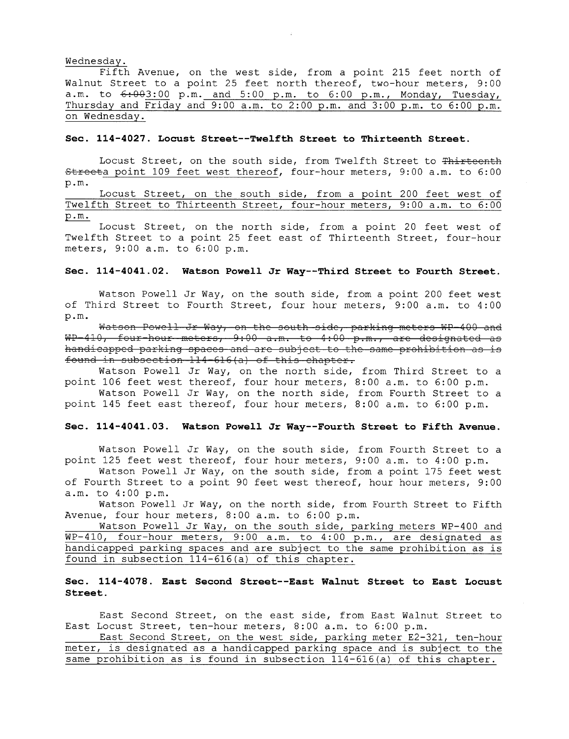Wednesday.

Fifth Avenue, on the west side, from a point 215 feet north of Walnut Street to a point 25 feet north thereof, two-hour meters, 9:00 a.m. to ~~6:00~~3:00 p.m. and 5:00 p.m. to 6:00 p.m., Monday, Tuesday, Thursday and Friday and 9:00 a.m. to 2:00 p.m. and 3:00 p.m. to 6:00 p.m. on Wednesday.

**Sec. 114-4027. Locust Street--Twelfth Street to Thirteenth Street.**

Locust Street, on the south side, from Twelfth Street to ~~Thirteenth Street~~a point 109 feet west thereof, four-hour meters, 9:00 a.m. to 6:00 p.m.

Locust Street, on the south side, from a point 200 feet west of Twelfth Street to Thirteenth Street, four-hour meters, 9:00 a.m. to 6:00 p.m.

Locust Street, on the north side, from a point 20 feet west of Twelfth Street to a point 25 feet east of Thirteenth Street, four-hour meters, 9:00 a.m. to 6:00 p.m.

**Sec. 114-4041.02. Watson Powell Jr Way--Third Street to Fourth Street.**

Watson Powell Jr Way, on the south side, from a point 200 feet west of Third Street to Fourth Street, four hour meters, 9:00 a.m. to 4:00 p.m.

~~Watson Powell Jr Way, on the south side, parking meters WP-400 and WP-410, four-hour meters, 9:00 a.m. to 4:00 p.m., are designated as handicapped parking spaces and are subject to the same prohibition as is found in subsection 114-616(a) of this chapter.~~

Watson Powell Jr Way, on the north side, from Third Street to a point 106 feet west thereof, four hour meters, 8:00 a.m. to 6:00 p.m.

Watson Powell Jr Way, on the north side, from Fourth Street to a point 145 feet east thereof, four hour meters, 8:00 a.m. to 6:00 p.m.

**Sec. 114-4041.03. Watson Powell Jr Way--Fourth Street to Fifth Avenue.**

Watson Powell Jr Way, on the south side, from Fourth Street to a point 125 feet west thereof, four hour meters, 9:00 a.m. to 4:00 p.m.

Watson Powell Jr Way, on the south side, from a point 175 feet west of Fourth Street to a point 90 feet west thereof, hour hour meters, 9:00 a.m. to 4:00 p.m.

Watson Powell Jr Way, on the north side, from Fourth Street to Fifth Avenue, four hour meters, 8:00 a.m. to 6:00 p.m.

Watson Powell Jr Way, on the south side, parking meters WP-400 and WP-410, four-hour meters, 9:00 a.m. to 4:00 p.m., are designated as handicapped parking spaces and are subject to the same prohibition as is found in subsection 114-616(a) of this chapter.

**Sec. 114-4078. East Second Street--East Walnut Street to East Locust Street.**

East Second Street, on the east side, from East Walnut Street to East Locust Street, ten-hour meters, 8:00 a.m. to 6:00 p.m.

East Second Street, on the west side, parking meter E2-321, ten-hour meter, is designated as a handicapped parking space and is subject to the same prohibition as is found in subsection 114-616(a) of this chapter.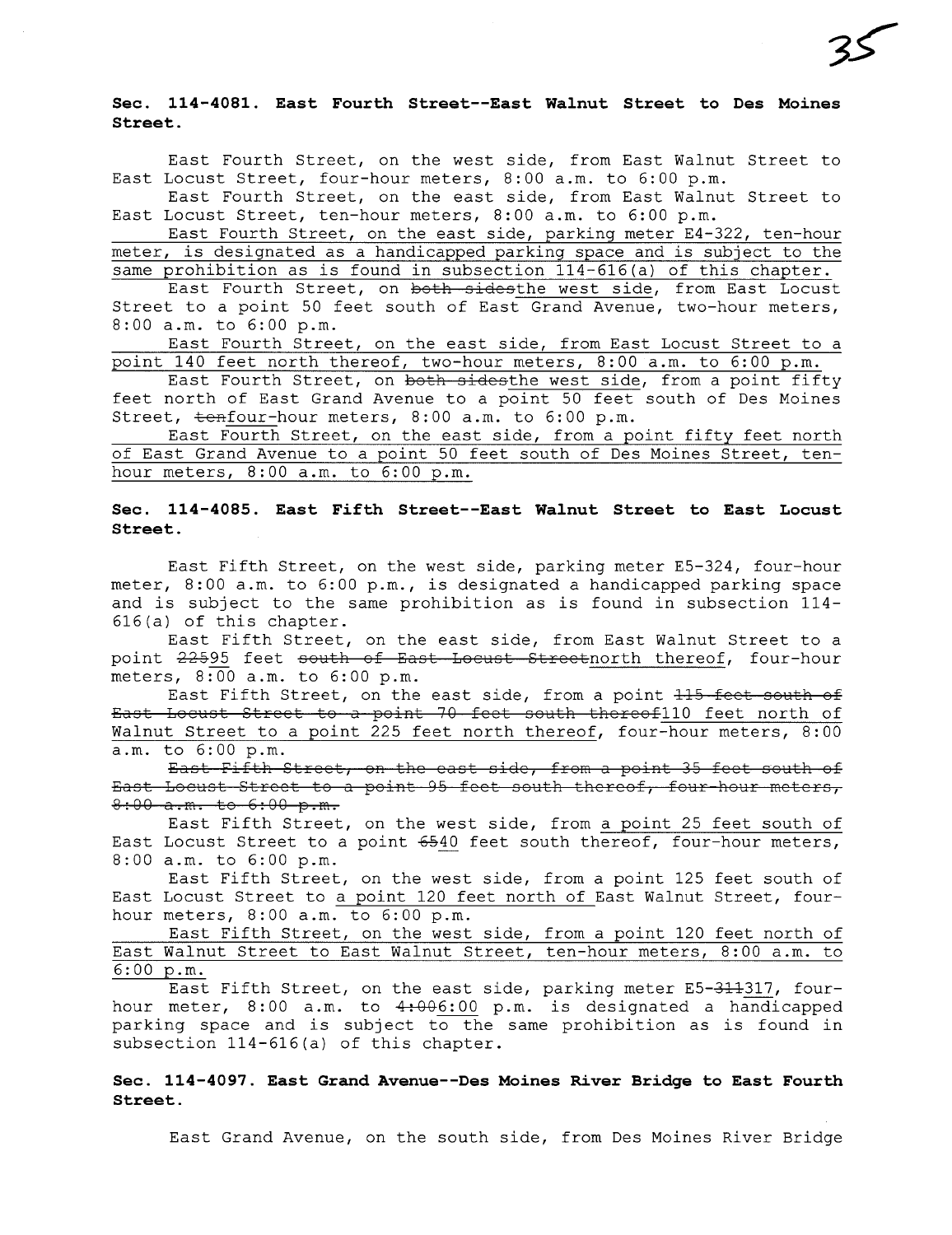**Sec. 114-4081. East Fourth Street--East Walnut Street to Des Moines Street.**

East Fourth Street, on the west side, from East Walnut Street to East Locust Street, four-hour meters, 8:00 a.m. to 6:00 p.m.

East Fourth Street, on the east side, from East Walnut Street to East Locust Street, ten-hour meters, 8:00 a.m. to 6:00 p.m.

East Fourth Street, on the east side, parking meter E4-322, ten-hour meter, is designated as a handicapped parking space and is subject to the same prohibition as is found in subsection 114-616(a) of this chapter.

East Fourth Street, on ~~both sides~~the west side, from East Locust Street to a point 50 feet south of East Grand Avenue, two-hour meters, 8:00 a.m. to 6:00 p.m.

East Fourth Street, on the east side, from East Locust Street to a point 140 feet north thereof, two-hour meters, 8:00 a.m. to 6:00 p.m.

East Fourth Street, on ~~both sides~~the west side, from a point fifty feet north of East Grand Avenue to a point 50 feet south of Des Moines Street, ~~ten~~four-hour meters, 8:00 a.m. to 6:00 p.m.

East Fourth Street, on the east side, from a point fifty feet north of East Grand Avenue to a point 50 feet south of Des Moines Street, ten-hour meters, 8:00 a.m. to 6:00 p.m.

**Sec. 114-4085. East Fifth Street--East Walnut Street to East Locust Street.**

East Fifth Street, on the west side, parking meter E5-324, four-hour meter, 8:00 a.m. to 6:00 p.m., is designated a handicapped parking space and is subject to the same prohibition as is found in subsection 114-616(a) of this chapter.

East Fifth Street, on the east side, from East Walnut Street to a point ~~225~~95 feet ~~south of East Locust Street~~north thereof, four-hour meters, 8:00 a.m. to 6:00 p.m.

East Fifth Street, on the east side, from a point ~~115 feet south of East Locust Street to a point 70 feet south thereof~~110 feet north of Walnut Street to a point 225 feet north thereof, four-hour meters, 8:00 a.m. to 6:00 p.m.

~~East Fifth Street, on the east side, from a point 35 feet south of East Locust Street to a point 95 feet south thereof, four-hour meters, 8:00 a.m. to 6:00 p.m.~~

East Fifth Street, on the west side, from a point 25 feet south of East Locust Street to a point ~~65~~40 feet south thereof, four-hour meters, 8:00 a.m. to 6:00 p.m.

East Fifth Street, on the west side, from a point 125 feet south of East Locust Street to a point 120 feet north of East Walnut Street, four-hour meters, 8:00 a.m. to 6:00 p.m.

East Fifth Street, on the west side, from a point 120 feet north of East Walnut Street to East Walnut Street, ten-hour meters, 8:00 a.m. to 6:00 p.m.

East Fifth Street, on the east side, parking meter E5-~~311~~317, four-hour meter, 8:00 a.m. to ~~4:00~~6:00 p.m. is designated a handicapped parking space and is subject to the same prohibition as is found in subsection 114-616(a) of this chapter.

**Sec. 114-4097. East Grand Avenue--Des Moines River Bridge to East Fourth Street.**

East Grand Avenue, on the south side, from Des Moines River Bridge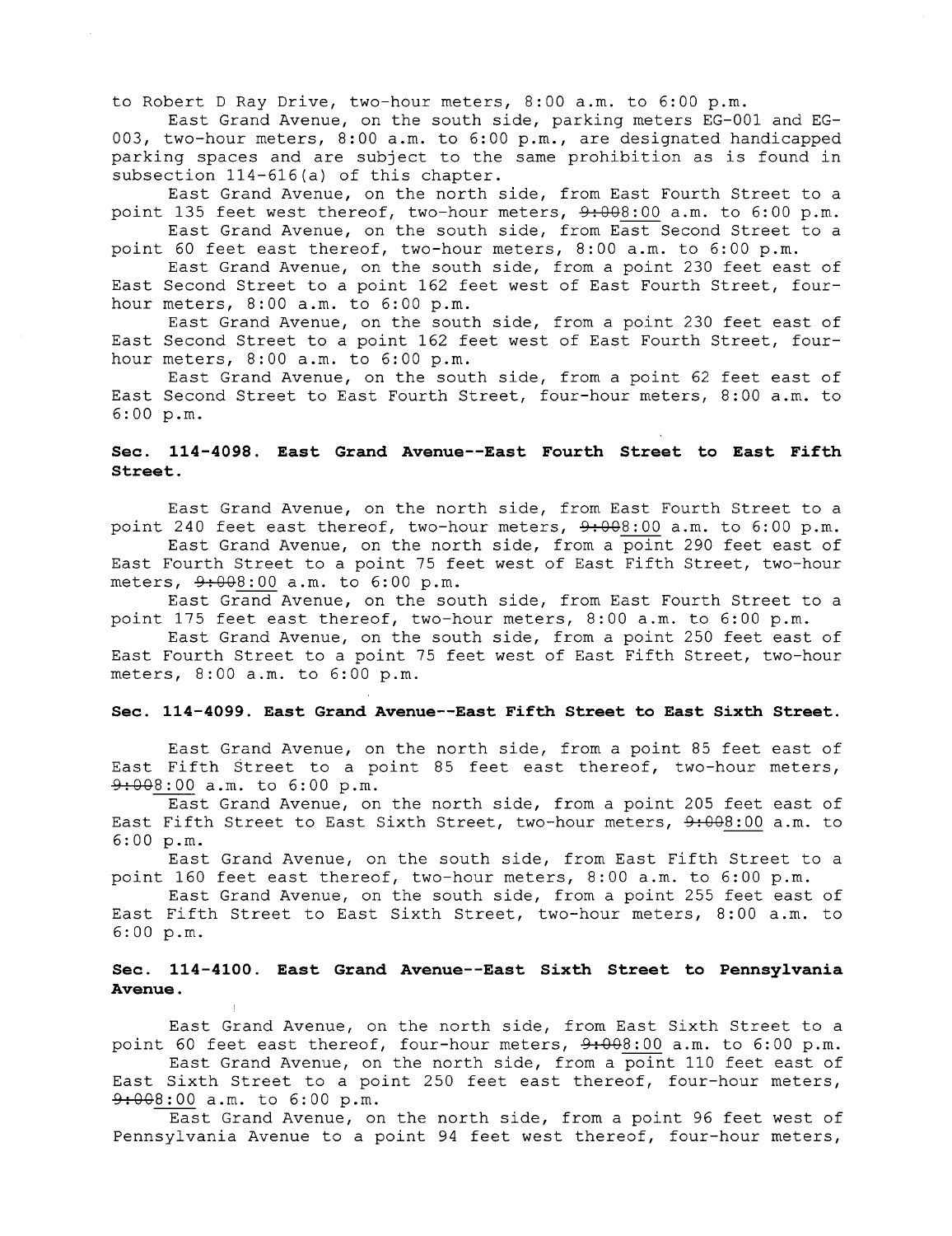to Robert D Ray Drive, two-hour meters, 8:00 a.m. to 6:00 p.m.

East Grand Avenue, on the south side, parking meters EG-001 and EG-003, two-hour meters, 8:00 a.m. to 6:00 p.m., are designated handicapped parking spaces and are subject to the same prohibition as is found in subsection 114-616(a) of this chapter.

East Grand Avenue, on the north side, from East Fourth Street to a point 135 feet west thereof, two-hour meters, ~~9:00~~8:00 a.m. to 6:00 p.m.

East Grand Avenue, on the south side, from East Second Street to a point 60 feet east thereof, two-hour meters, 8:00 a.m. to 6:00 p.m.

East Grand Avenue, on the south side, from a point 230 feet east of East Second Street to a point 162 feet west of East Fourth Street, four-hour meters, 8:00 a.m. to 6:00 p.m.

East Grand Avenue, on the south side, from a point 230 feet east of East Second Street to a point 162 feet west of East Fourth Street, four-hour meters, 8:00 a.m. to 6:00 p.m.

East Grand Avenue, on the south side, from a point 62 feet east of East Second Street to East Fourth Street, four-hour meters, 8:00 a.m. to 6:00 p.m.

**Sec. 114-4098. East Grand Avenue--East Fourth Street to East Fifth Street.**

East Grand Avenue, on the north side, from East Fourth Street to a point 240 feet east thereof, two-hour meters, ~~9:00~~8:00 a.m. to 6:00 p.m.

East Grand Avenue, on the north side, from a point 290 feet east of East Fourth Street to a point 75 feet west of East Fifth Street, two-hour meters, ~~9:00~~8:00 a.m. to 6:00 p.m.

East Grand Avenue, on the south side, from East Fourth Street to a point 175 feet east thereof, two-hour meters, 8:00 a.m. to 6:00 p.m.

East Grand Avenue, on the south side, from a point 250 feet east of East Fourth Street to a point 75 feet west of East Fifth Street, two-hour meters, 8:00 a.m. to 6:00 p.m.

**Sec. 114-4099. East Grand Avenue--East Fifth Street to East Sixth Street.**

East Grand Avenue, on the north side, from a point 85 feet east of East Fifth Street to a point 85 feet east thereof, two-hour meters, ~~9:00~~8:00 a.m. to 6:00 p.m.

East Grand Avenue, on the north side, from a point 205 feet east of East Fifth Street to East Sixth Street, two-hour meters, ~~9:00~~8:00 a.m. to 6:00 p.m.

East Grand Avenue, on the south side, from East Fifth Street to a point 160 feet east thereof, two-hour meters, 8:00 a.m. to 6:00 p.m.

East Grand Avenue, on the south side, from a point 255 feet east of East Fifth Street to East Sixth Street, two-hour meters, 8:00 a.m. to 6:00 p.m.

**Sec. 114-4100. East Grand Avenue--East Sixth Street to Pennsylvania Avenue.**

East Grand Avenue, on the north side, from East Sixth Street to a point 60 feet east thereof, four-hour meters, ~~9:00~~8:00 a.m. to 6:00 p.m.

East Grand Avenue, on the north side, from a point 110 feet east of East Sixth Street to a point 250 feet east thereof, four-hour meters, ~~9:00~~8:00 a.m. to 6:00 p.m.

East Grand Avenue, on the north side, from a point 96 feet west of Pennsylvania Avenue to a point 94 feet west thereof, four-hour meters,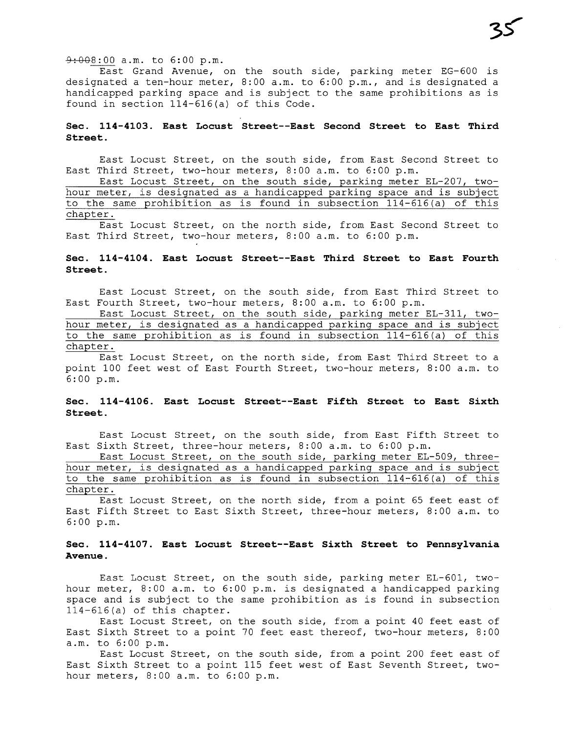~~9:00~~8:00 a.m. to 6:00 p.m.

East Grand Avenue, on the south side, parking meter EG-600 is designated a ten-hour meter, 8:00 a.m. to 6:00 p.m., and is designated a handicapped parking space and is subject to the same prohibitions as is found in section 114-616(a) of this Code.

**Sec. 114-4103. East Locust Street--East Second Street to East Third Street.**

East Locust Street, on the south side, from East Second Street to East Third Street, two-hour meters, 8:00 a.m. to 6:00 p.m.

<u>East Locust Street, on the south side, parking meter EL-207, two-hour meter, is designated as a handicapped parking space and is subject to the same prohibition as is found in subsection 114-616(a) of this chapter.</u>

East Locust Street, on the north side, from East Second Street to East Third Street, two-hour meters, 8:00 a.m. to 6:00 p.m.

**Sec. 114-4104. East Locust Street--East Third Street to East Fourth Street.**

East Locust Street, on the south side, from East Third Street to East Fourth Street, two-hour meters, 8:00 a.m. to 6:00 p.m.

<u>East Locust Street, on the south side, parking meter EL-311, two-hour meter, is designated as a handicapped parking space and is subject to the same prohibition as is found in subsection 114-616(a) of this chapter.</u>

East Locust Street, on the north side, from East Third Street to a point 100 feet west of East Fourth Street, two-hour meters, 8:00 a.m. to 6:00 p.m.

**Sec. 114-4106. East Locust Street--East Fifth Street to East Sixth Street.**

East Locust Street, on the south side, from East Fifth Street to East Sixth Street, three-hour meters, 8:00 a.m. to 6:00 p.m.

<u>East Locust Street, on the south side, parking meter EL-509, three-hour meter, is designated as a handicapped parking space and is subject to the same prohibition as is found in subsection 114-616(a) of this chapter.</u>

East Locust Street, on the north side, from a point 65 feet east of East Fifth Street to East Sixth Street, three-hour meters, 8:00 a.m. to 6:00 p.m.

**Sec. 114-4107. East Locust Street--East Sixth Street to Pennsylvania Avenue.**

East Locust Street, on the south side, parking meter EL-601, two-hour meter, 8:00 a.m. to 6:00 p.m. is designated a handicapped parking space and is subject to the same prohibition as is found in subsection 114-616(a) of this chapter.

East Locust Street, on the south side, from a point 40 feet east of East Sixth Street to a point 70 feet east thereof, two-hour meters, 8:00 a.m. to 6:00 p.m.

East Locust Street, on the south side, from a point 200 feet east of East Sixth Street to a point 115 feet west of East Seventh Street, two-hour meters, 8:00 a.m. to 6:00 p.m.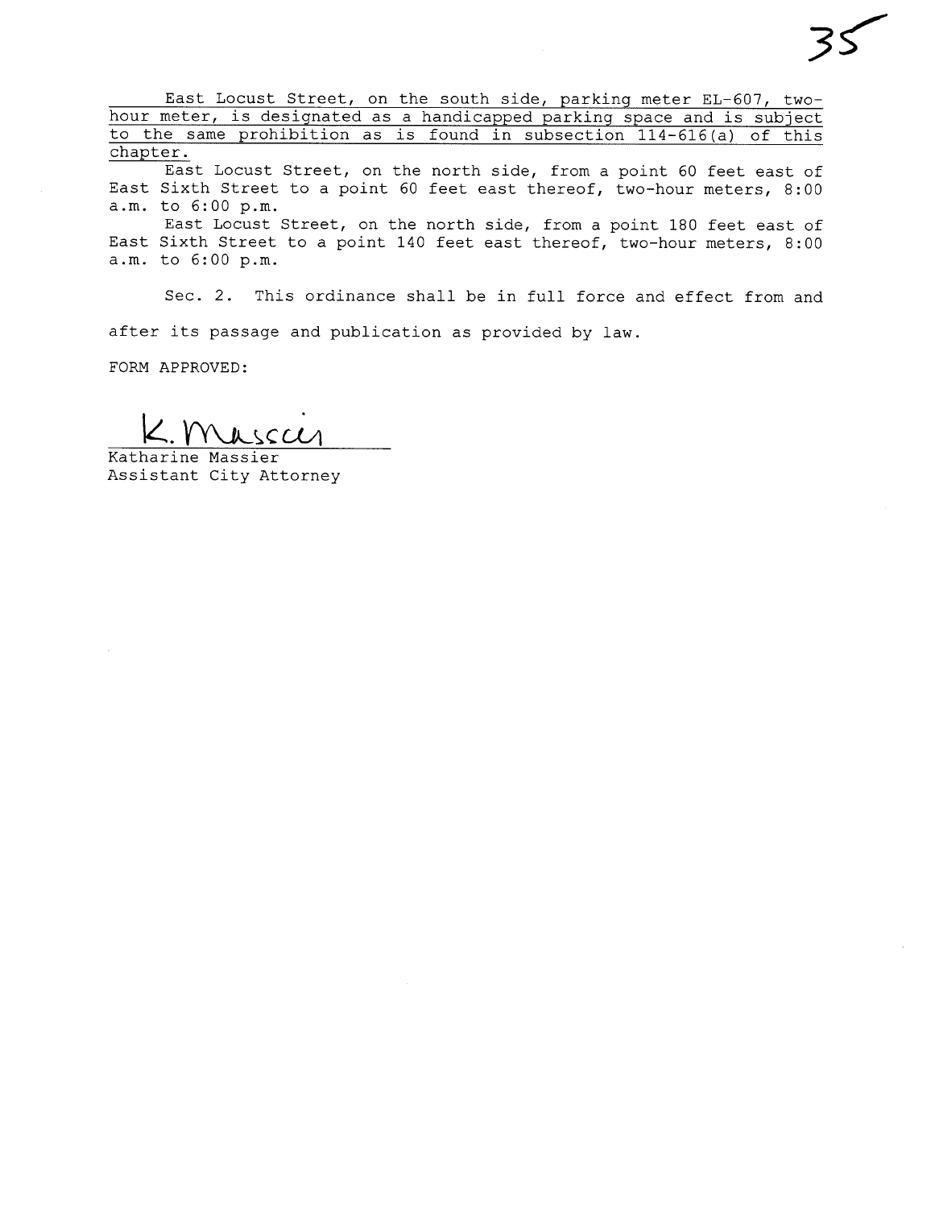East Locust Street, on the south side, parking meter EL-607, two-hour meter, is designated as a handicapped parking space and is subject to the same prohibition as is found in subsection 114-616(a) of this chapter.

East Locust Street, on the north side, from a point 60 feet east of East Sixth Street to a point 60 feet east thereof, two-hour meters, 8:00 a.m. to 6:00 p.m.

East Locust Street, on the north side, from a point 180 feet east of East Sixth Street to a point 140 feet east thereof, two-hour meters, 8:00 a.m. to 6:00 p.m.

Sec. 2. This ordinance shall be in full force and effect from and after its passage and publication as provided by law.

FORM APPROVED:

K. Massier

Katharine Massier
Assistant City Attorney